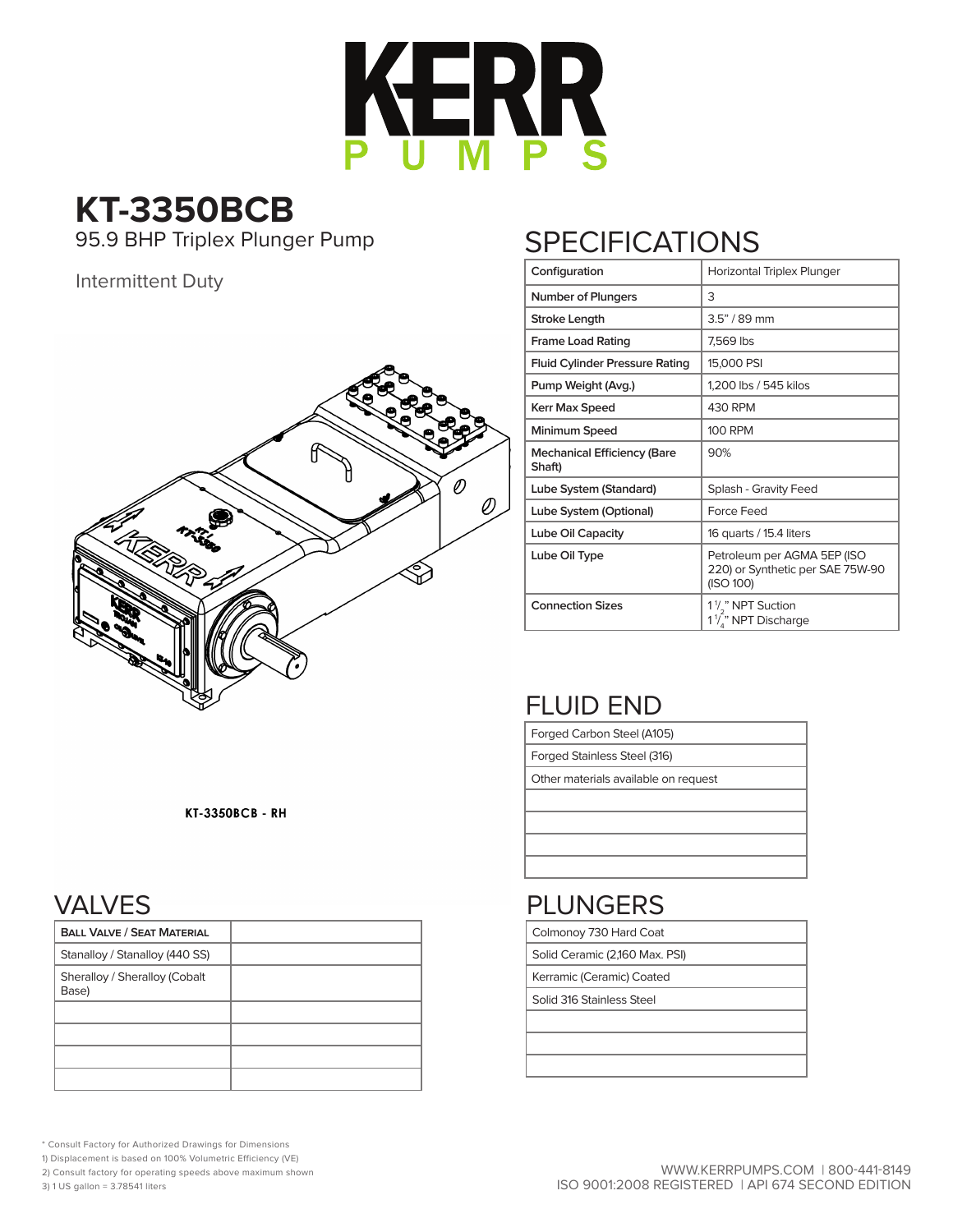# KERR PUMPS

## KT-3350BCB

95.9 BHP Triplex Plunger Pump

Intermittent Duty

KT-3350BCB - RH

## SPECIFICATIONS

| | |
|---|---|
| Configuration | Horizontal Triplex Plunger |
| Number of Plungers | 3 |
| Stroke Length | 3.5" / 89 mm |
| Frame Load Rating | 7,569 lbs |
| Fluid Cylinder Pressure Rating | 15,000 PSI |
| Pump Weight (Avg.) | 1,200 lbs / 545 kilos |
| Kerr Max Speed | 430 RPM |
| Minimum Speed | 100 RPM |
| Mechanical Efficiency (Bare Shaft) | 90% |
| Lube System (Standard) | Splash - Gravity Feed |
| Lube System (Optional) | Force Feed |
| Lube Oil Capacity | 16 quarts / 15.4 liters |
| Lube Oil Type | Petroleum per AGMA 5EP (ISO 220) or Synthetic per SAE 75W-90 (ISO 100) |
| Connection Sizes | 1 1/2" NPT Suction<br>1 1/4" NPT Discharge |

## FLUID END

| |
|---|
| Forged Carbon Steel (A105) |
| Forged Stainless Steel (316) |
| Other materials available on request |

## VALVES

| Ball Valve / Seat Material | |
|---|---|
| Stanalloy / Stanalloy (440 SS) | |
| Sherallloy / Sherallloy (Cobalt Base) | |

## PLUNGERS

| |
|---|
| Colmonoy 730 Hard Coat |
| Solid Ceramic (2,160 Max. PSI) |
| Kerramic (Ceramic) Coated |
| Solid 316 Stainless Steel |

\* Consult Factory for Authorized Drawings for Dimensions
1) Displacement is based on 100% Volumetric Efficiency (VE)
2) Consult factory for operating speeds above maximum shown
3) 1 US gallon = 3.78541 liters

WWW.KERRPUMPS.COM | 800-441-8149
ISO 9001:2008 REGISTERED | API 674 SECOND EDITION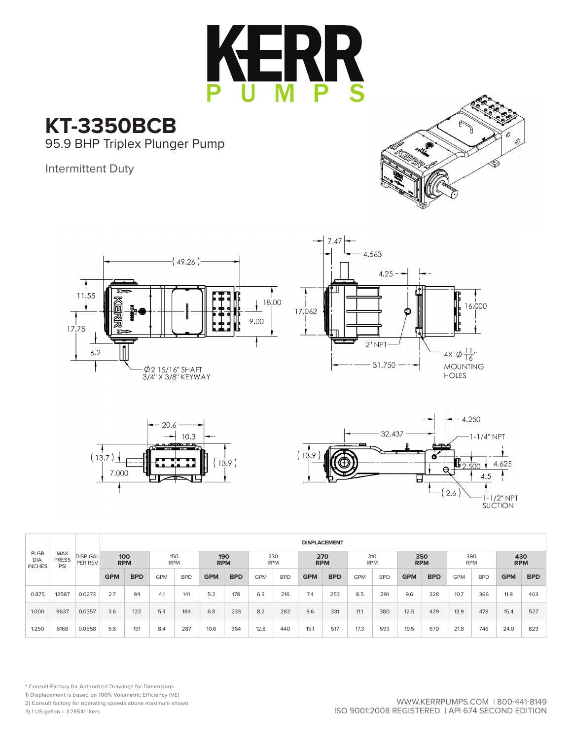# KT-3350BCB

95.9 BHP Triplex Plunger Pump

Intermittent Duty

7.47
4.563
49.26
4.25
11.55
18.00
17.062
16.000
9.00
17.75
2" NPT
6.2
4X Ø 11/16"
MOUNTING HOLES
31.750
Ø2 15/16" SHAFT
3/4" X 3/8" KEYWAY

20.6
4.250
10.3
32.437
1-1/4" NPT
(13.7)
(13.9)
(13.9)
4.625
7.000
2.500
4.5
(2.6)
1-1/2" NPT SUCTION

| PLGR DIA. INCHES | MAX PRESS PSI | DISP GAL PER REV | DISPLACEMENT | | | | | | | | | | | | | | | | | |
|---|---|---|---|---|---|---|---|---|---|---|---|---|---|---|---|---|---|---|---|---|
| | | | 100 RPM | | 150 RPM | | 190 RPM | | 230 RPM | | 270 RPM | | 310 RPM | | 350 RPM | | 390 RPM | | 430 RPM | |
| | | | GPM | BPD | GPM | BPD | GPM | BPD | GPM | BPD | GPM | BPD | GPM | BPD | GPM | BPD | GPM | BPD | GPM | BPD |
| 0.875 | 12587 | 0.0273 | 2.7 | 94 | 4.1 | 141 | 5.2 | 178 | 6.3 | 216 | 7.4 | 253 | 8.5 | 291 | 9.6 | 328 | 10.7 | 366 | 11.8 | 403 |
| 1.000 | 9637 | 0.0357 | 3.6 | 122 | 5.4 | 184 | 6.8 | 233 | 8.2 | 282 | 9.6 | 331 | 11.1 | 380 | 12.5 | 429 | 13.9 | 478 | 15.4 | 527 |
| 1.250 | 6168 | 0.0558 | 5.6 | 191 | 8.4 | 287 | 10.6 | 364 | 12.8 | 440 | 15.1 | 517 | 17.3 | 593 | 19.5 | 670 | 21.8 | 746 | 24.0 | 823 |

\* Consult Factory for Authorized Drawings for Dimensions

1) Displacement is based on 100% Volumetric Efficiency (VE)

2) Consult factory for operating speeds above maximum shown

3) 1 US gallon = 3.78541 liters

WWW.KERRPUMPS.COM | 800-441-8149
ISO 9001:2008 REGISTERED | API 674 SECOND EDITION